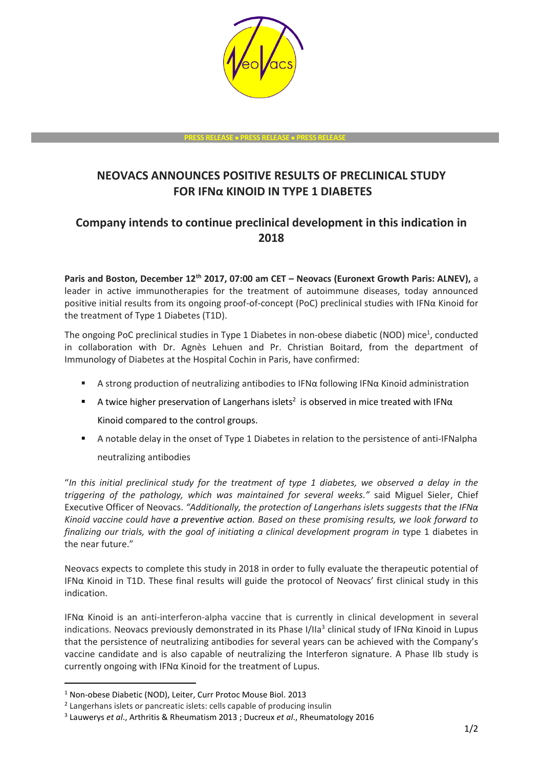PRESS RELEASE • PRESS RELEASE • PRESS RELEASE

# NEOVACS ANNOUNCES POSITIVE RESULTS OF PRECLINICAL STUDY FOR IFNα KINOID IN TYPE 1 DIABETES

## Company intends to continue preclinical development in this indication in 2018

**Paris and Boston, December 12th 2017, 07:00 am CET – Neovacs (Euronext Growth Paris: ALNEV),** a leader in active immunotherapies for the treatment of autoimmune diseases, today announced positive initial results from its ongoing proof-of-concept (PoC) preclinical studies with IFNα Kinoid for the treatment of Type 1 Diabetes (T1D).

The ongoing PoC preclinical studies in Type 1 Diabetes in non-obese diabetic (NOD) mice[1], conducted in collaboration with Dr. Agnès Lehuen and Pr. Christian Boitard, from the department of Immunology of Diabetes at the Hospital Cochin in Paris, have confirmed:

- A strong production of neutralizing antibodies to IFNα following IFNα Kinoid administration
- A twice higher preservation of Langerhans islets[2] is observed in mice treated with IFNα Kinoid compared to the control groups.
- A notable delay in the onset of Type 1 Diabetes in relation to the persistence of anti-IFNalpha neutralizing antibodies

"*In this initial preclinical study for the treatment of type 1 diabetes, we observed a delay in the triggering of the pathology, which was maintained for several weeks.*" said Miguel Sieler, Chief Executive Officer of Neovacs. *"Additionally, the protection of Langerhans islets suggests that the IFNα Kinoid vaccine could have a preventive action. Based on these promising results, we look forward to finalizing our trials, with the goal of initiating a clinical development program in* type 1 diabetes in the near future."

Neovacs expects to complete this study in 2018 in order to fully evaluate the therapeutic potential of IFNα Kinoid in T1D. These final results will guide the protocol of Neovacs' first clinical study in this indication.

IFNα Kinoid is an anti-interferon-alpha vaccine that is currently in clinical development in several indications. Neovacs previously demonstrated in its Phase I/IIa[3] clinical study of IFNα Kinoid in Lupus that the persistence of neutralizing antibodies for several years can be achieved with the Company's vaccine candidate and is also capable of neutralizing the Interferon signature. A Phase IIb study is currently ongoing with IFNα Kinoid for the treatment of Lupus.

---

[1] Non-obese Diabetic (NOD), Leiter, Curr Protoc Mouse Biol. 2013

[2] Langerhans islets or pancreatic islets: cells capable of producing insulin

[3] Lauwerys *et al*., Arthritis & Rheumatism 2013 ; Ducreux *et al*., Rheumatology 2016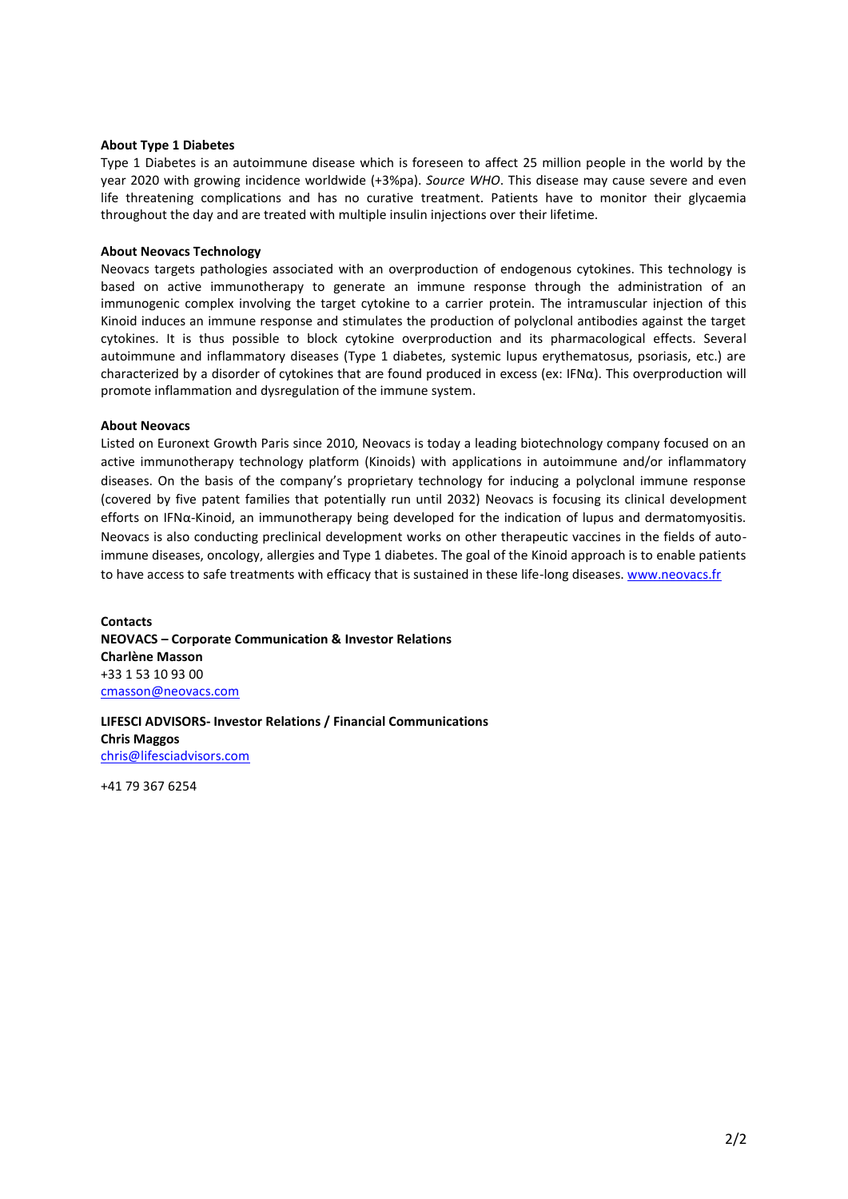**About Type 1 Diabetes**

Type 1 Diabetes is an autoimmune disease which is foreseen to affect 25 million people in the world by the year 2020 with growing incidence worldwide (+3%pa). *Source WHO*. This disease may cause severe and even life threatening complications and has no curative treatment. Patients have to monitor their glycaemia throughout the day and are treated with multiple insulin injections over their lifetime.

**About Neovacs Technology**

Neovacs targets pathologies associated with an overproduction of endogenous cytokines. This technology is based on active immunotherapy to generate an immune response through the administration of an immunogenic complex involving the target cytokine to a carrier protein. The intramuscular injection of this Kinoid induces an immune response and stimulates the production of polyclonal antibodies against the target cytokines. It is thus possible to block cytokine overproduction and its pharmacological effects. Several autoimmune and inflammatory diseases (Type 1 diabetes, systemic lupus erythematosus, psoriasis, etc.) are characterized by a disorder of cytokines that are found produced in excess (ex: IFNα). This overproduction will promote inflammation and dysregulation of the immune system.

**About Neovacs**

Listed on Euronext Growth Paris since 2010, Neovacs is today a leading biotechnology company focused on an active immunotherapy technology platform (Kinoids) with applications in autoimmune and/or inflammatory diseases. On the basis of the company's proprietary technology for inducing a polyclonal immune response (covered by five patent families that potentially run until 2032) Neovacs is focusing its clinical development efforts on IFNα-Kinoid, an immunotherapy being developed for the indication of lupus and dermatomyositis. Neovacs is also conducting preclinical development works on other therapeutic vaccines in the fields of auto-immune diseases, oncology, allergies and Type 1 diabetes. The goal of the Kinoid approach is to enable patients to have access to safe treatments with efficacy that is sustained in these life-long diseases. [www.neovacs.fr](http://www.neovacs.fr)

**Contacts**
**NEOVACS – Corporate Communication & Investor Relations**
**Charlène Masson**
+33 1 53 10 93 00
[cmasson@neovacs.com](mailto:cmasson@neovacs.com)

**LIFESCI ADVISORS- Investor Relations / Financial Communications**
**Chris Maggos**
[chris@lifesciadvisors.com](mailto:chris@lifesciadvisors.com)

+41 79 367 6254